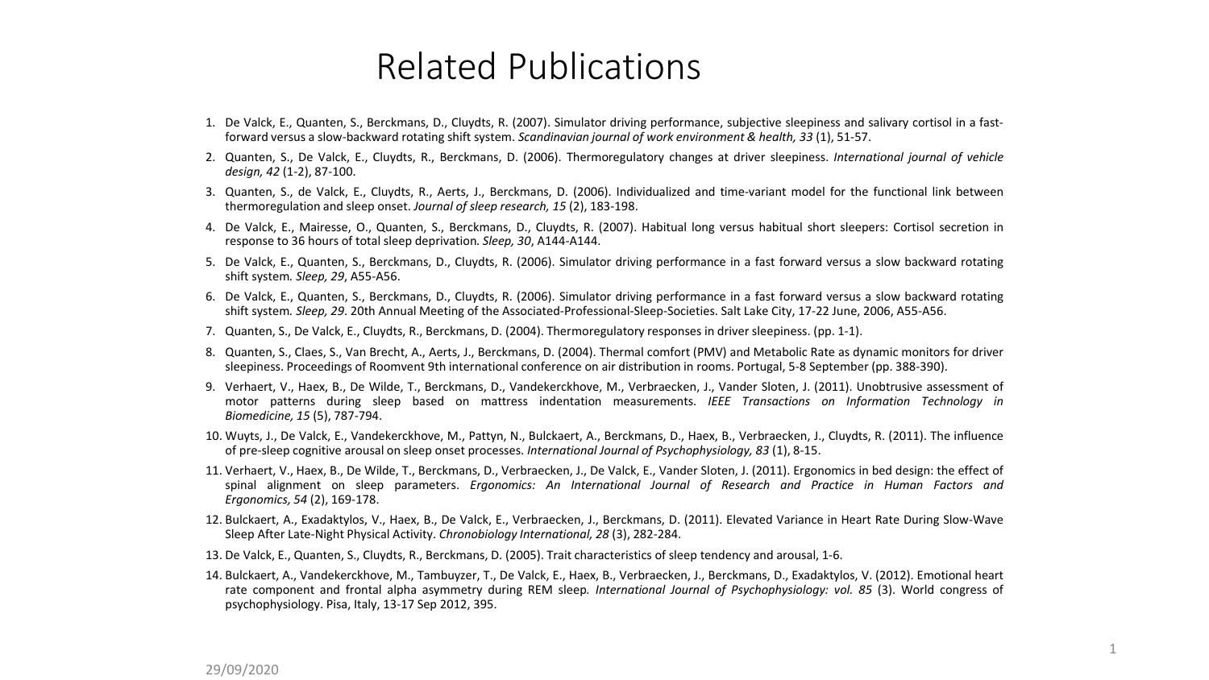# Related Publications

1. De Valck, E., Quanten, S., Berckmans, D., Cluydts, R. (2007). Simulator driving performance, subjective sleepiness and salivary cortisol in a fast-forward versus a slow-backward rotating shift system. *Scandinavian journal of work environment & health, 33* (1), 51-57.
2. Quanten, S., De Valck, E., Cluydts, R., Berckmans, D. (2006). Thermoregulatory changes at driver sleepiness. *International journal of vehicle design, 42* (1-2), 87-100.
3. Quanten, S., de Valck, E., Cluydts, R., Aerts, J., Berckmans, D. (2006). Individualized and time-variant model for the functional link between thermoregulation and sleep onset. *Journal of sleep research, 15* (2), 183-198.
4. De Valck, E., Mairesse, O., Quanten, S., Berckmans, D., Cluydts, R. (2007). Habitual long versus habitual short sleepers: Cortisol secretion in response to 36 hours of total sleep deprivation. *Sleep, 30*, A144-A144.
5. De Valck, E., Quanten, S., Berckmans, D., Cluydts, R. (2006). Simulator driving performance in a fast forward versus a slow backward rotating shift system. *Sleep, 29*, A55-A56.
6. De Valck, E., Quanten, S., Berckmans, D., Cluydts, R. (2006). Simulator driving performance in a fast forward versus a slow backward rotating shift system. *Sleep, 29*. 20th Annual Meeting of the Associated-Professional-Sleep-Societies. Salt Lake City, 17-22 June, 2006, A55-A56.
7. Quanten, S., De Valck, E., Cluydts, R., Berckmans, D. (2004). Thermoregulatory responses in driver sleepiness. (pp. 1-1).
8. Quanten, S., Claes, S., Van Brecht, A., Aerts, J., Berckmans, D. (2004). Thermal comfort (PMV) and Metabolic Rate as dynamic monitors for driver sleepiness. Proceedings of Roomvent 9th international conference on air distribution in rooms. Portugal, 5-8 September (pp. 388-390).
9. Verhaert, V., Haex, B., De Wilde, T., Berckmans, D., Vandekerckhove, M., Verbraecken, J., Vander Sloten, J. (2011). Unobtrusive assessment of motor patterns during sleep based on mattress indentation measurements. *IEEE Transactions on Information Technology in Biomedicine, 15* (5), 787-794.
10. Wuyts, J., De Valck, E., Vandekerckhove, M., Pattyn, N., Bulckaert, A., Berckmans, D., Haex, B., Verbraecken, J., Cluydts, R. (2011). The influence of pre-sleep cognitive arousal on sleep onset processes. *International Journal of Psychophysiology, 83* (1), 8-15.
11. Verhaert, V., Haex, B., De Wilde, T., Berckmans, D., Verbraecken, J., De Valck, E., Vander Sloten, J. (2011). Ergonomics in bed design: the effect of spinal alignment on sleep parameters. *Ergonomics: An International Journal of Research and Practice in Human Factors and Ergonomics, 54* (2), 169-178.
12. Bulckaert, A., Exadaktylos, V., Haex, B., De Valck, E., Verbraecken, J., Berckmans, D. (2011). Elevated Variance in Heart Rate During Slow-Wave Sleep After Late-Night Physical Activity. *Chronobiology International, 28* (3), 282-284.
13. De Valck, E., Quanten, S., Cluydts, R., Berckmans, D. (2005). Trait characteristics of sleep tendency and arousal, 1-6.
14. Bulckaert, A., Vandekerckhove, M., Tambuyzer, T., De Valck, E., Haex, B., Verbraecken, J., Berckmans, D., Exadaktylos, V. (2012). Emotional heart rate component and frontal alpha asymmetry during REM sleep. *International Journal of Psychophysiology: vol. 85* (3). World congress of psychophysiology. Pisa, Italy, 13-17 Sep 2012, 395.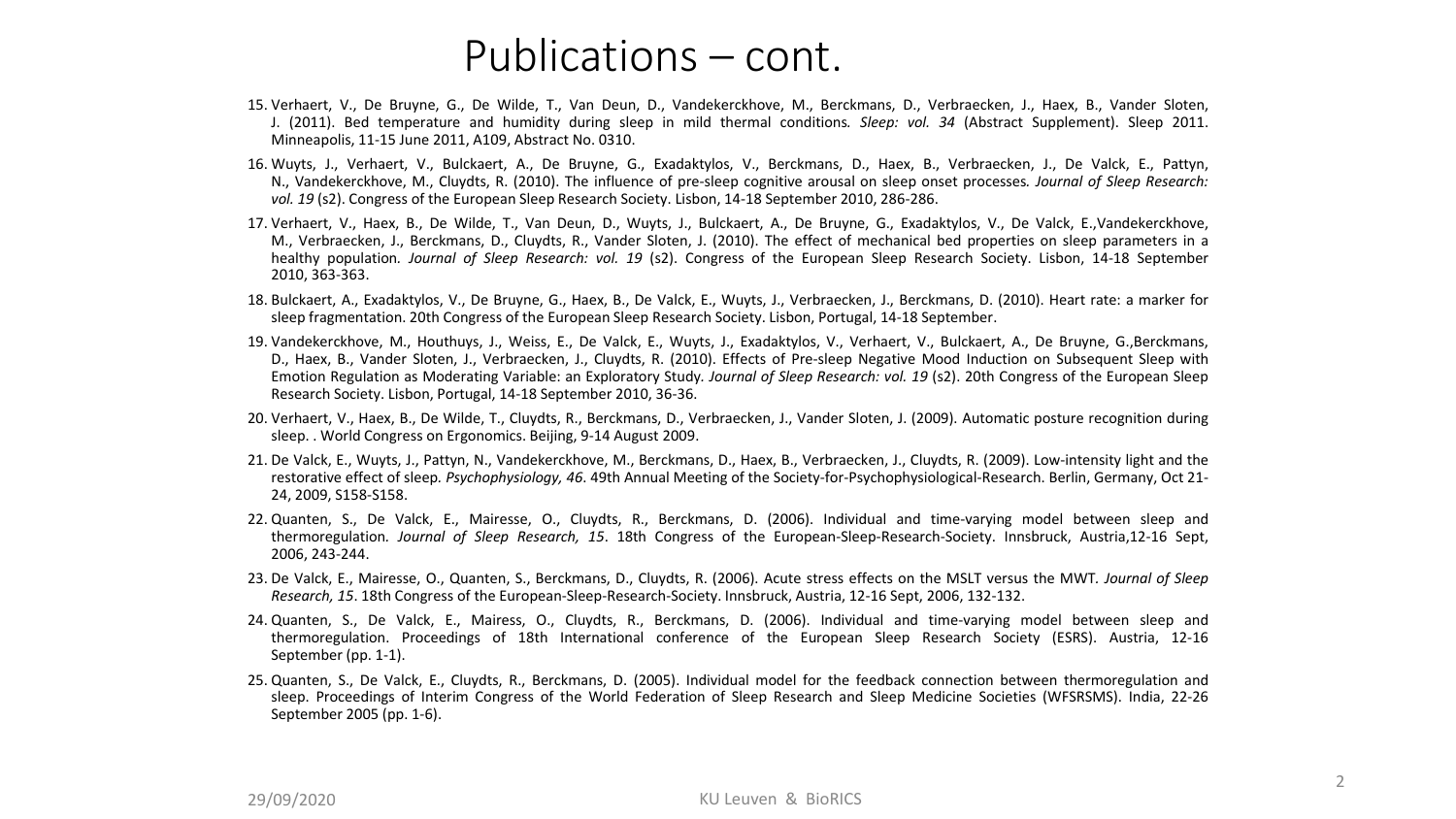# Publications – cont.

15. Verhaert, V., De Bruyne, G., De Wilde, T., Van Deun, D., Vandekerckhove, M., Berckmans, D., Verbraecken, J., Haex, B., Vander Sloten, J. (2011). Bed temperature and humidity during sleep in mild thermal conditions. *Sleep: vol. 34* (Abstract Supplement). Sleep 2011. Minneapolis, 11-15 June 2011, A109, Abstract No. 0310.
16. Wuyts, J., Verhaert, V., Bulckaert, A., De Bruyne, G., Exadaktylos, V., Berckmans, D., Haex, B., Verbraecken, J., De Valck, E., Pattyn, N., Vandekerckhove, M., Cluydts, R. (2010). The influence of pre-sleep cognitive arousal on sleep onset processes. *Journal of Sleep Research: vol. 19* (s2). Congress of the European Sleep Research Society. Lisbon, 14-18 September 2010, 286-286.
17. Verhaert, V., Haex, B., De Wilde, T., Van Deun, D., Wuyts, J., Bulckaert, A., De Bruyne, G., Exadaktylos, V., De Valck, E.,Vandekerckhove, M., Verbraecken, J., Berckmans, D., Cluydts, R., Vander Sloten, J. (2010). The effect of mechanical bed properties on sleep parameters in a healthy population. *Journal of Sleep Research: vol. 19* (s2). Congress of the European Sleep Research Society. Lisbon, 14-18 September 2010, 363-363.
18. Bulckaert, A., Exadaktylos, V., De Bruyne, G., Haex, B., De Valck, E., Wuyts, J., Verbraecken, J., Berckmans, D. (2010). Heart rate: a marker for sleep fragmentation. 20th Congress of the European Sleep Research Society. Lisbon, Portugal, 14-18 September.
19. Vandekerckhove, M., Houthuys, J., Weiss, E., De Valck, E., Wuyts, J., Exadaktylos, V., Verhaert, V., Bulckaert, A., De Bruyne, G.,Berckmans, D., Haex, B., Vander Sloten, J., Verbraecken, J., Cluydts, R. (2010). Effects of Pre-sleep Negative Mood Induction on Subsequent Sleep with Emotion Regulation as Moderating Variable: an Exploratory Study. *Journal of Sleep Research: vol. 19* (s2). 20th Congress of the European Sleep Research Society. Lisbon, Portugal, 14-18 September 2010, 36-36.
20. Verhaert, V., Haex, B., De Wilde, T., Cluydts, R., Berckmans, D., Verbraecken, J., Vander Sloten, J. (2009). Automatic posture recognition during sleep. . World Congress on Ergonomics. Beijing, 9-14 August 2009.
21. De Valck, E., Wuyts, J., Pattyn, N., Vandekerckhove, M., Berckmans, D., Haex, B., Verbraecken, J., Cluydts, R. (2009). Low-intensity light and the restorative effect of sleep. *Psychophysiology, 46*. 49th Annual Meeting of the Society-for-Psychophysiological-Research. Berlin, Germany, Oct 21-24, 2009, S158-S158.
22. Quanten, S., De Valck, E., Mairesse, O., Cluydts, R., Berckmans, D. (2006). Individual and time-varying model between sleep and thermoregulation. *Journal of Sleep Research, 15*. 18th Congress of the European-Sleep-Research-Society. Innsbruck, Austria,12-16 Sept, 2006, 243-244.
23. De Valck, E., Mairesse, O., Quanten, S., Berckmans, D., Cluydts, R. (2006). Acute stress effects on the MSLT versus the MWT. *Journal of Sleep Research, 15*. 18th Congress of the European-Sleep-Research-Society. Innsbruck, Austria, 12-16 Sept, 2006, 132-132.
24. Quanten, S., De Valck, E., Mairess, O., Cluydts, R., Berckmans, D. (2006). Individual and time-varying model between sleep and thermoregulation. Proceedings of 18th International conference of the European Sleep Research Society (ESRS). Austria, 12-16 September (pp. 1-1).
25. Quanten, S., De Valck, E., Cluydts, R., Berckmans, D. (2005). Individual model for the feedback connection between thermoregulation and sleep. Proceedings of Interim Congress of the World Federation of Sleep Research and Sleep Medicine Societies (WFSRSMS). India, 22-26 September 2005 (pp. 1-6).